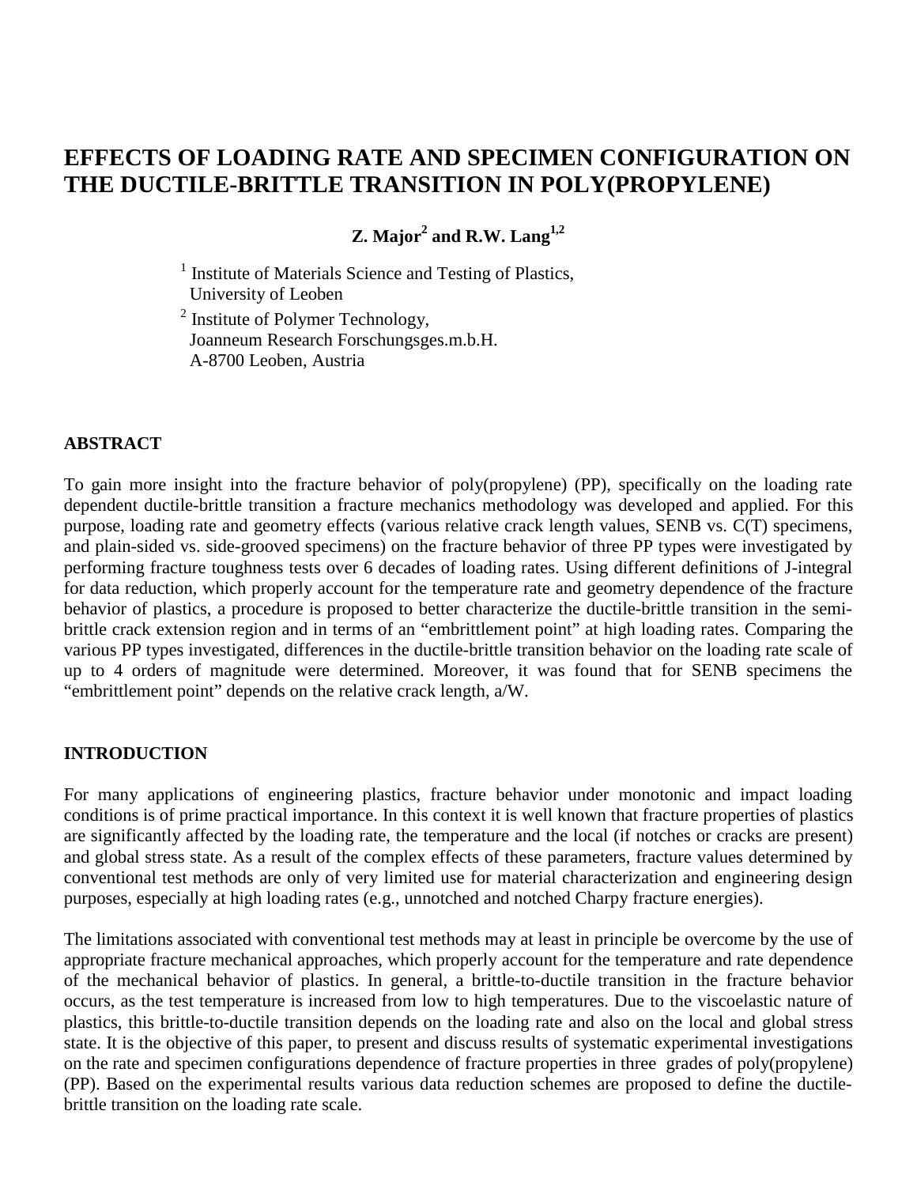# EFFECTS OF LOADING RATE AND SPECIMEN CONFIGURATION ON THE DUCTILE-BRITTLE TRANSITION IN POLY(PROPYLENE)

**Z. Major[2] and R.W. Lang[1,2]**

[1] Institute of Materials Science and Testing of Plastics, University of Leoben

[2] Institute of Polymer Technology, Joanneum Research Forschungsges.m.b.H. A-8700 Leoben, Austria

## ABSTRACT

To gain more insight into the fracture behavior of poly(propylene) (PP), specifically on the loading rate dependent ductile-brittle transition a fracture mechanics methodology was developed and applied. For this purpose, loading rate and geometry effects (various relative crack length values, SENB vs. C(T) specimens, and plain-sided vs. side-grooved specimens) on the fracture behavior of three PP types were investigated by performing fracture toughness tests over 6 decades of loading rates. Using different definitions of J-integral for data reduction, which properly account for the temperature rate and geometry dependence of the fracture behavior of plastics, a procedure is proposed to better characterize the ductile-brittle transition in the semi-brittle crack extension region and in terms of an "embrittlement point" at high loading rates. Comparing the various PP types investigated, differences in the ductile-brittle transition behavior on the loading rate scale of up to 4 orders of magnitude were determined. Moreover, it was found that for SENB specimens the "embrittlement point" depends on the relative crack length, a/W.

## INTRODUCTION

For many applications of engineering plastics, fracture behavior under monotonic and impact loading conditions is of prime practical importance. In this context it is well known that fracture properties of plastics are significantly affected by the loading rate, the temperature and the local (if notches or cracks are present) and global stress state. As a result of the complex effects of these parameters, fracture values determined by conventional test methods are only of very limited use for material characterization and engineering design purposes, especially at high loading rates (e.g., unnotched and notched Charpy fracture energies).

The limitations associated with conventional test methods may at least in principle be overcome by the use of appropriate fracture mechanical approaches, which properly account for the temperature and rate dependence of the mechanical behavior of plastics. In general, a brittle-to-ductile transition in the fracture behavior occurs, as the test temperature is increased from low to high temperatures. Due to the viscoelastic nature of plastics, this brittle-to-ductile transition depends on the loading rate and also on the local and global stress state. It is the objective of this paper, to present and discuss results of systematic experimental investigations on the rate and specimen configurations dependence of fracture properties in three grades of poly(propylene) (PP). Based on the experimental results various data reduction schemes are proposed to define the ductile-brittle transition on the loading rate scale.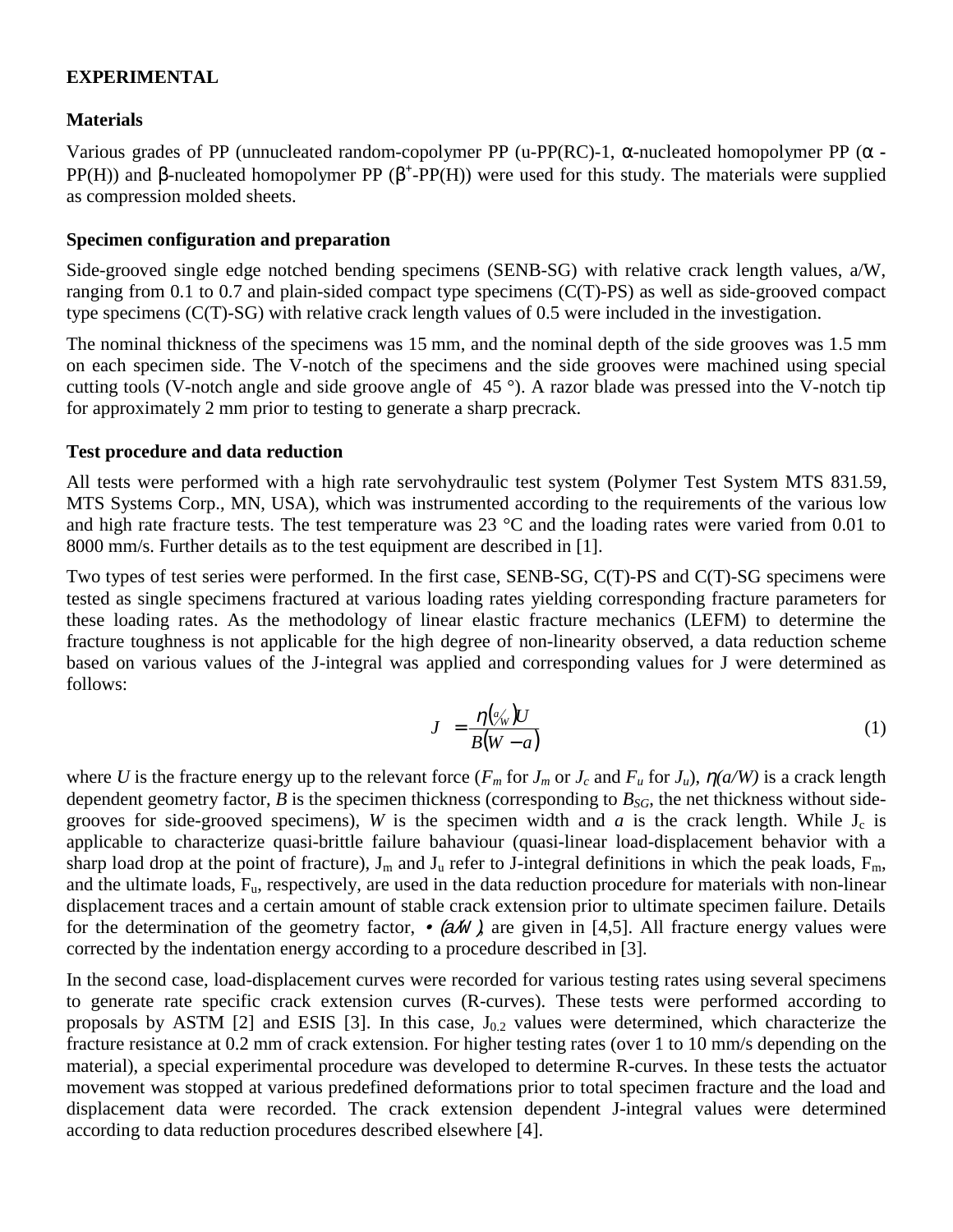## EXPERIMENTAL

### Materials

Various grades of PP (unnucleated random-copolymer PP (u-PP(RC)-1, α-nucleated homopolymer PP (α - PP(H)) and β-nucleated homopolymer PP ($\beta^+$-PP(H)) were used for this study. The materials were supplied as compression molded sheets.

### Specimen configuration and preparation

Side-grooved single edge notched bending specimens (SENB-SG) with relative crack length values, a/W, ranging from 0.1 to 0.7 and plain-sided compact type specimens (C(T)-PS) as well as side-grooved compact type specimens (C(T)-SG) with relative crack length values of 0.5 were included in the investigation.

The nominal thickness of the specimens was 15 mm, and the nominal depth of the side grooves was 1.5 mm on each specimen side. The V-notch of the specimens and the side grooves were machined using special cutting tools (V-notch angle and side groove angle of 45 °). A razor blade was pressed into the V-notch tip for approximately 2 mm prior to testing to generate a sharp precrack.

### Test procedure and data reduction

All tests were performed with a high rate servohydraulic test system (Polymer Test System MTS 831.59, MTS Systems Corp., MN, USA), which was instrumented according to the requirements of the various low and high rate fracture tests. The test temperature was 23 °C and the loading rates were varied from 0.01 to 8000 mm/s. Further details as to the test equipment are described in [1].

Two types of test series were performed. In the first case, SENB-SG, C(T)-PS and C(T)-SG specimens were tested as single specimens fractured at various loading rates yielding corresponding fracture parameters for these loading rates. As the methodology of linear elastic fracture mechanics (LEFM) to determine the fracture toughness is not applicable for the high degree of non-linearity observed, a data reduction scheme based on various values of the J-integral was applied and corresponding values for J were determined as follows:

$$J = \frac{\eta\left(\frac{a}{W}\right)U}{B(W-a)} \tag{1}$$

where $U$ is the fracture energy up to the relevant force ($F_m$ for $J_m$ or $J_c$ and $F_u$ for $J_u$), $\eta(a/W)$ is a crack length dependent geometry factor, $B$ is the specimen thickness (corresponding to $B_{SG}$, the net thickness without side-grooves for side-grooved specimens), $W$ is the specimen width and $a$ is the crack length. While $J_c$ is applicable to characterize quasi-brittle failure bahaviour (quasi-linear load-displacement behavior with a sharp load drop at the point of fracture), $J_m$ and $J_u$ refer to J-integral definitions in which the peak loads, $F_m$, and the ultimate loads, $F_u$, respectively, are used in the data reduction procedure for materials with non-linear displacement traces and a certain amount of stable crack extension prior to ultimate specimen failure. Details for the determination of the geometry factor, $\eta(a/W)$, are given in [4,5]. All fracture energy values were corrected by the indentation energy according to a procedure described in [3].

In the second case, load-displacement curves were recorded for various testing rates using several specimens to generate rate specific crack extension curves (R-curves). These tests were performed according to proposals by ASTM [2] and ESIS [3]. In this case, $J_{0.2}$ values were determined, which characterize the fracture resistance at 0.2 mm of crack extension. For higher testing rates (over 1 to 10 mm/s depending on the material), a special experimental procedure was developed to determine R-curves. In these tests the actuator movement was stopped at various predefined deformations prior to total specimen fracture and the load and displacement data were recorded. The crack extension dependent J-integral values were determined according to data reduction procedures described elsewhere [4].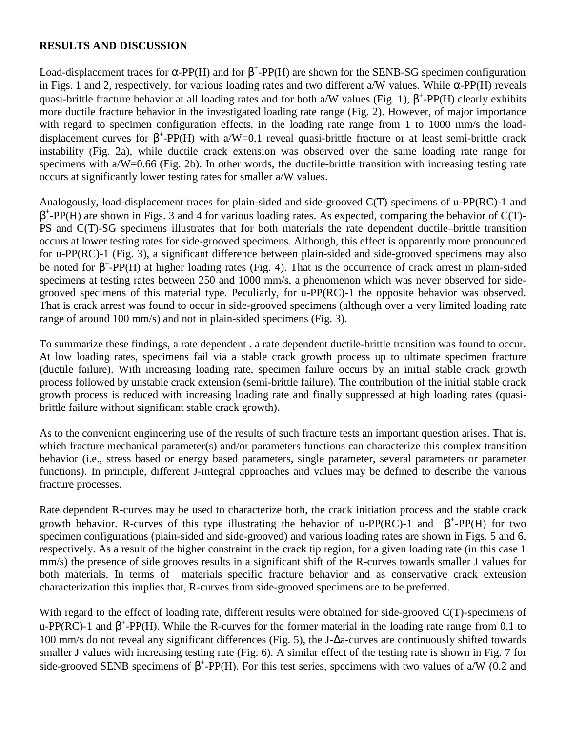**RESULTS AND DISCUSSION**

Load-displacement traces for α-PP(H) and for $\beta^+$-PP(H) are shown for the SENB-SG specimen configuration in Figs. 1 and 2, respectively, for various loading rates and two different a/W values. While α-PP(H) reveals quasi-brittle fracture behavior at all loading rates and for both a/W values (Fig. 1), $\beta^+$-PP(H) clearly exhibits more ductile fracture behavior in the investigated loading rate range (Fig. 2). However, of major importance with regard to specimen configuration effects, in the loading rate range from 1 to 1000 mm/s the load-displacement curves for $\beta^+$-PP(H) with a/W=0.1 reveal quasi-brittle fracture or at least semi-brittle crack instability (Fig. 2a), while ductile crack extension was observed over the same loading rate range for specimens with a/W=0.66 (Fig. 2b). In other words, the ductile-brittle transition with increasing testing rate occurs at significantly lower testing rates for smaller a/W values.

Analogously, load-displacement traces for plain-sided and side-grooved C(T) specimens of u-PP(RC)-1 and $\beta^+$-PP(H) are shown in Figs. 3 and 4 for various loading rates. As expected, comparing the behavior of C(T)-PS and C(T)-SG specimens illustrates that for both materials the rate dependent ductile–brittle transition occurs at lower testing rates for side-grooved specimens. Although, this effect is apparently more pronounced for u-PP(RC)-1 (Fig. 3), a significant difference between plain-sided and side-grooved specimens may also be noted for $\beta^+$-PP(H) at higher loading rates (Fig. 4). That is the occurrence of crack arrest in plain-sided specimens at testing rates between 250 and 1000 mm/s, a phenomenon which was never observed for side-grooved specimens of this material type. Peculiarly, for u-PP(RC)-1 the opposite behavior was observed. That is crack arrest was found to occur in side-grooved specimens (although over a very limited loading rate range of around 100 mm/s) and not in plain-sided specimens (Fig. 3).

To summarize these findings, a rate dependent . a rate dependent ductile-brittle transition was found to occur. At low loading rates, specimens fail via a stable crack growth process up to ultimate specimen fracture (ductile failure). With increasing loading rate, specimen failure occurs by an initial stable crack growth process followed by unstable crack extension (semi-brittle failure). The contribution of the initial stable crack growth process is reduced with increasing loading rate and finally suppressed at high loading rates (quasi-brittle failure without significant stable crack growth).

As to the convenient engineering use of the results of such fracture tests an important question arises. That is, which fracture mechanical parameter(s) and/or parameters functions can characterize this complex transition behavior (i.e., stress based or energy based parameters, single parameter, several parameters or parameter functions). In principle, different J-integral approaches and values may be defined to describe the various fracture processes.

Rate dependent R-curves may be used to characterize both, the crack initiation process and the stable crack growth behavior. R-curves of this type illustrating the behavior of u-PP(RC)-1 and $\beta^+$-PP(H) for two specimen configurations (plain-sided and side-grooved) and various loading rates are shown in Figs. 5 and 6, respectively. As a result of the higher constraint in the crack tip region, for a given loading rate (in this case 1 mm/s) the presence of side grooves results in a significant shift of the R-curves towards smaller J values for both materials. In terms of materials specific fracture behavior and as conservative crack extension characterization this implies that, R-curves from side-grooved specimens are to be preferred.

With regard to the effect of loading rate, different results were obtained for side-grooved C(T)-specimens of u-PP(RC)-1 and $\beta^+$-PP(H). While the R-curves for the former material in the loading rate range from 0.1 to 100 mm/s do not reveal any significant differences (Fig. 5), the J-Δa-curves are continuously shifted towards smaller J values with increasing testing rate (Fig. 6). A similar effect of the testing rate is shown in Fig. 7 for side-grooved SENB specimens of $\beta^+$-PP(H). For this test series, specimens with two values of a/W (0.2 and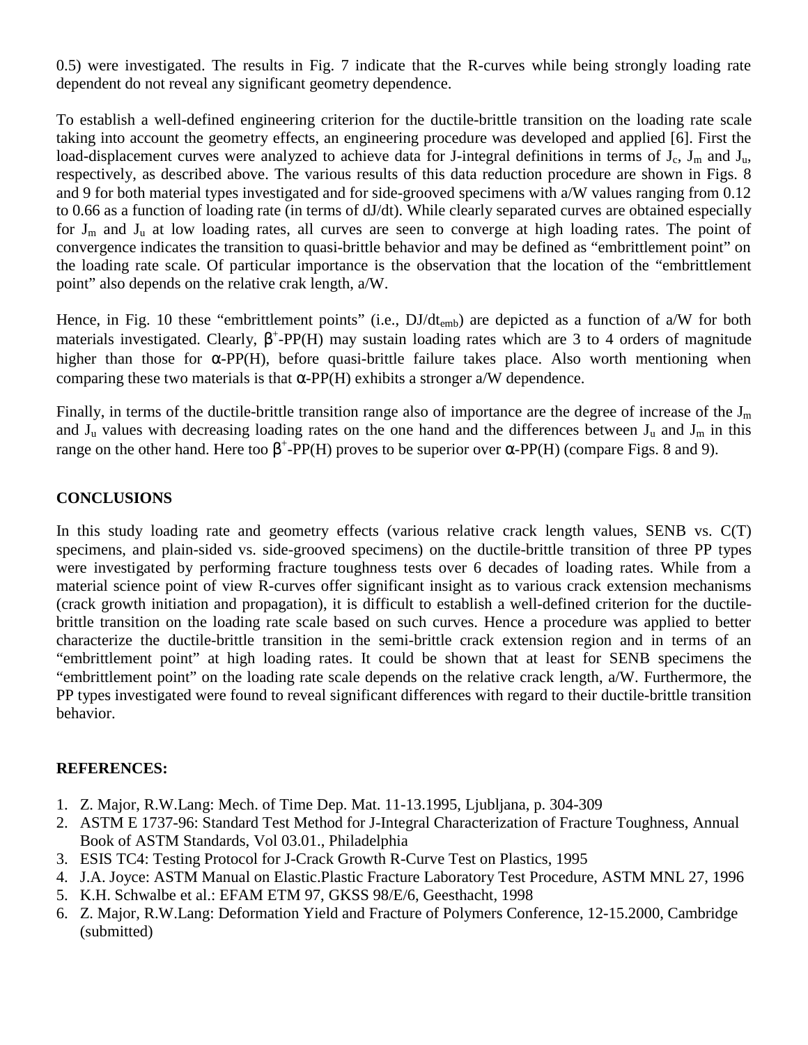0.5) were investigated. The results in Fig. 7 indicate that the R-curves while being strongly loading rate dependent do not reveal any significant geometry dependence.

To establish a well-defined engineering criterion for the ductile-brittle transition on the loading rate scale taking into account the geometry effects, an engineering procedure was developed and applied [6]. First the load-displacement curves were analyzed to achieve data for J-integral definitions in terms of $J_c$, $J_m$ and $J_u$, respectively, as described above. The various results of this data reduction procedure are shown in Figs. 8 and 9 for both material types investigated and for side-grooved specimens with a/W values ranging from 0.12 to 0.66 as a function of loading rate (in terms of dJ/dt). While clearly separated curves are obtained especially for $J_m$ and $J_u$ at low loading rates, all curves are seen to converge at high loading rates. The point of convergence indicates the transition to quasi-brittle behavior and may be defined as "embrittlement point" on the loading rate scale. Of particular importance is the observation that the location of the "embrittlement point" also depends on the relative crak length, a/W.

Hence, in Fig. 10 these "embrittlement points" (i.e., $DJ/dt_{emb}$) are depicted as a function of a/W for both materials investigated. Clearly, $\beta^+$-PP(H) may sustain loading rates which are 3 to 4 orders of magnitude higher than those for $\alpha$-PP(H), before quasi-brittle failure takes place. Also worth mentioning when comparing these two materials is that $\alpha$-PP(H) exhibits a stronger a/W dependence.

Finally, in terms of the ductile-brittle transition range also of importance are the degree of increase of the $J_m$ and $J_u$ values with decreasing loading rates on the one hand and the differences between $J_u$ and $J_m$ in this range on the other hand. Here too $\beta^+$-PP(H) proves to be superior over $\alpha$-PP(H) (compare Figs. 8 and 9).

## CONCLUSIONS

In this study loading rate and geometry effects (various relative crack length values, SENB vs. C(T) specimens, and plain-sided vs. side-grooved specimens) on the ductile-brittle transition of three PP types were investigated by performing fracture toughness tests over 6 decades of loading rates. While from a material science point of view R-curves offer significant insight as to various crack extension mechanisms (crack growth initiation and propagation), it is difficult to establish a well-defined criterion for the ductile-brittle transition on the loading rate scale based on such curves. Hence a procedure was applied to better characterize the ductile-brittle transition in the semi-brittle crack extension region and in terms of an "embrittlement point" at high loading rates. It could be shown that at least for SENB specimens the "embrittlement point" on the loading rate scale depends on the relative crack length, a/W. Furthermore, the PP types investigated were found to reveal significant differences with regard to their ductile-brittle transition behavior.

## REFERENCES:

1. Z. Major, R.W.Lang: Mech. of Time Dep. Mat. 11-13.1995, Ljubljana, p. 304-309
2. ASTM E 1737-96: Standard Test Method for J-Integral Characterization of Fracture Toughness, Annual Book of ASTM Standards, Vol 03.01., Philadelphia
3. ESIS TC4: Testing Protocol for J-Crack Growth R-Curve Test on Plastics, 1995
4. J.A. Joyce: ASTM Manual on Elastic.Plastic Fracture Laboratory Test Procedure, ASTM MNL 27, 1996
5. K.H. Schwalbe et al.: EFAM ETM 97, GKSS 98/E/6, Geesthacht, 1998
6. Z. Major, R.W.Lang: Deformation Yield and Fracture of Polymers Conference, 12-15.2000, Cambridge (submitted)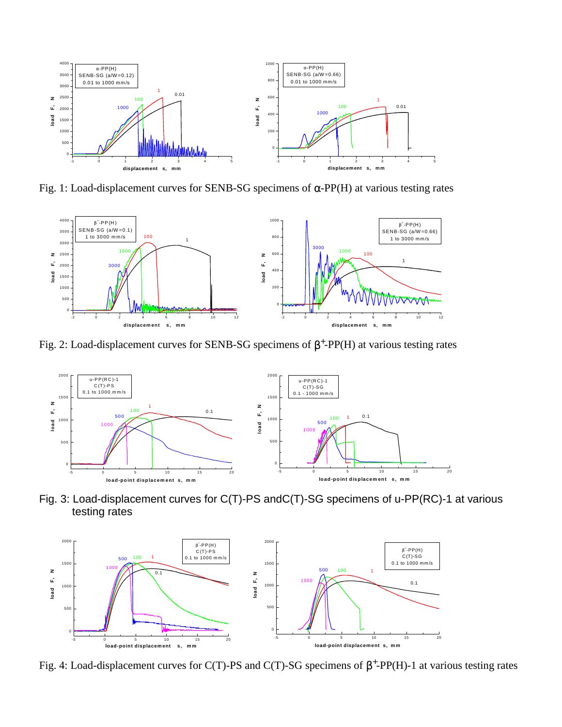Fig. 1: Load-displacement curves for SENB-SG specimens of α-PP(H) at various testing rates

Fig. 2: Load-displacement curves for SENB-SG specimens of $\beta^{+}$-PP(H) at various testing rates

Fig. 3: Load-displacement curves for C(T)-PS andC(T)-SG specimens of u-PP(RC)-1 at various testing rates

Fig. 4: Load-displacement curves for C(T)-PS and C(T)-SG specimens of $\beta^{+}$-PP(H)-1 at various testing rates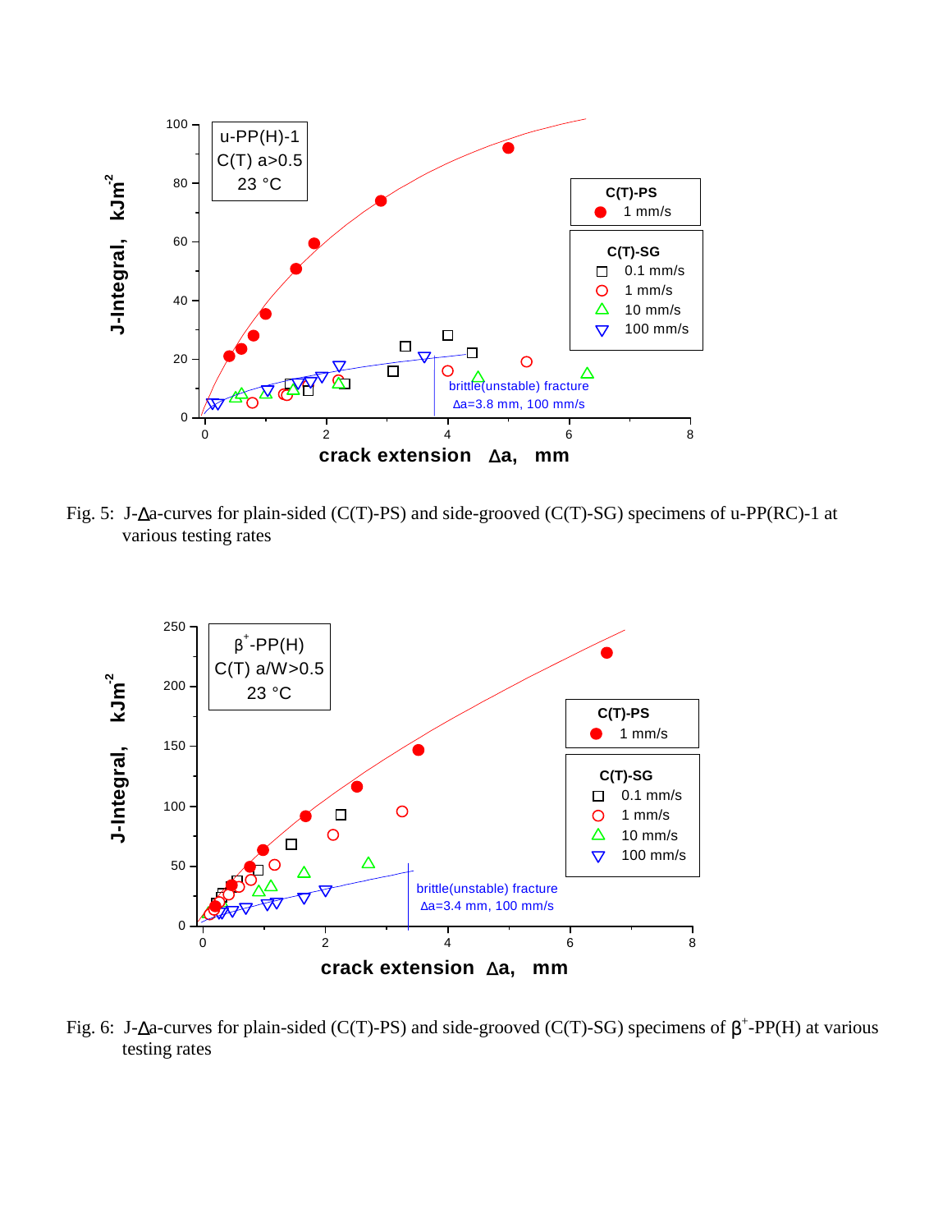Fig. 5: J-Δa-curves for plain-sided (C(T)-PS) and side-grooved (C(T)-SG) specimens of u-PP(RC)-1 at various testing rates

Fig. 6: J-Δa-curves for plain-sided (C(T)-PS) and side-grooved (C(T)-SG) specimens of $\beta^{+}$-PP(H) at various testing rates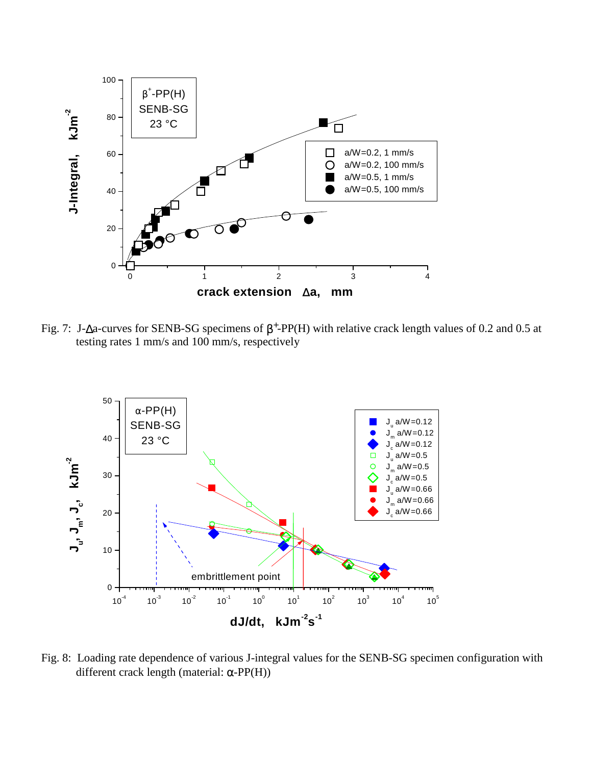Fig. 7: J-Δa-curves for SENB-SG specimens of $\beta^+$-PP(H) with relative crack length values of 0.2 and 0.5 at testing rates 1 mm/s and 100 mm/s, respectively

Fig. 8: Loading rate dependence of various J-integral values for the SENB-SG specimen configuration with different crack length (material: α-PP(H))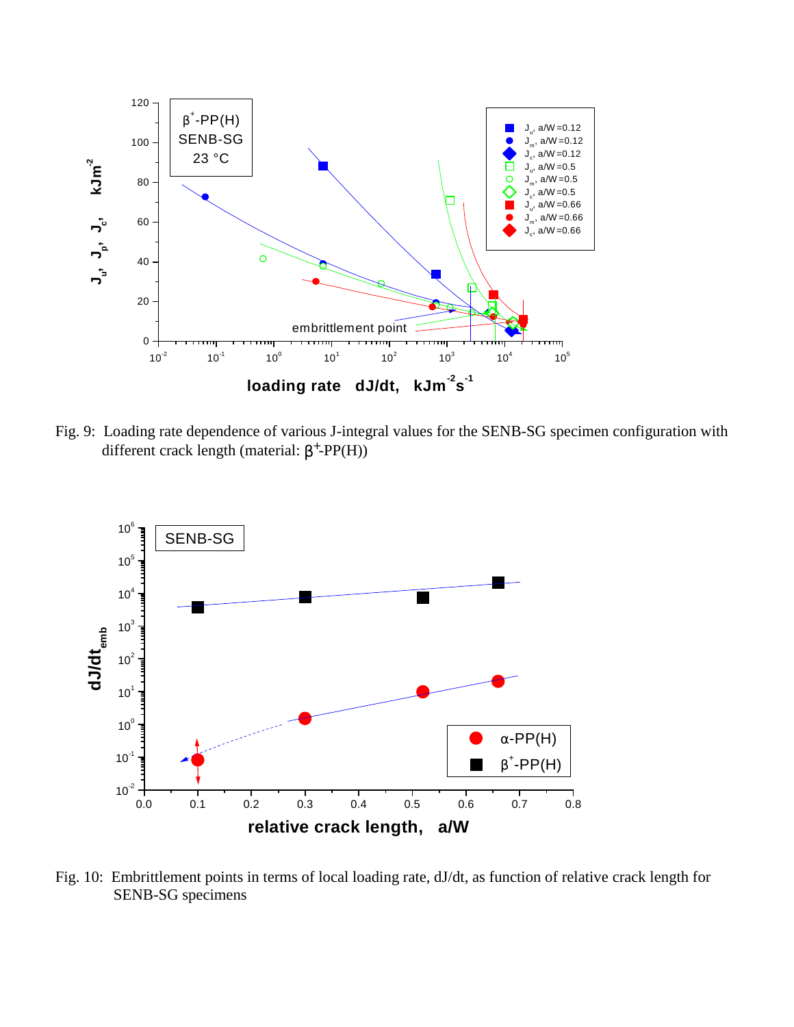β⁺-PP(H)
SENB-SG
23 °C

$J_u$, a/W=0.12
$J_m$, a/W=0.12
$J_c$, a/W=0.12
$J_u$, a/W=0.5
$J_m$, a/W=0.5
$J_c$, a/W=0.5
$J_u$, a/W=0.66
$J_m$, a/W=0.66
$J_c$, a/W=0.66

embrittlement point

$J_u$, $J_p$, $J_c$, $kJm^{-2}$

loading rate dJ/dt, $kJm^{-2}s^{-1}$

Fig. 9: Loading rate dependence of various J-integral values for the SENB-SG specimen configuration with different crack length (material: $\beta^+$-PP(H))

SENB-SG

α-PP(H)
β⁺-PP(H)

$dJ/dt_{emb}$

relative crack length, a/W

Fig. 10: Embrittlement points in terms of local loading rate, dJ/dt, as function of relative crack length for SENB-SG specimens